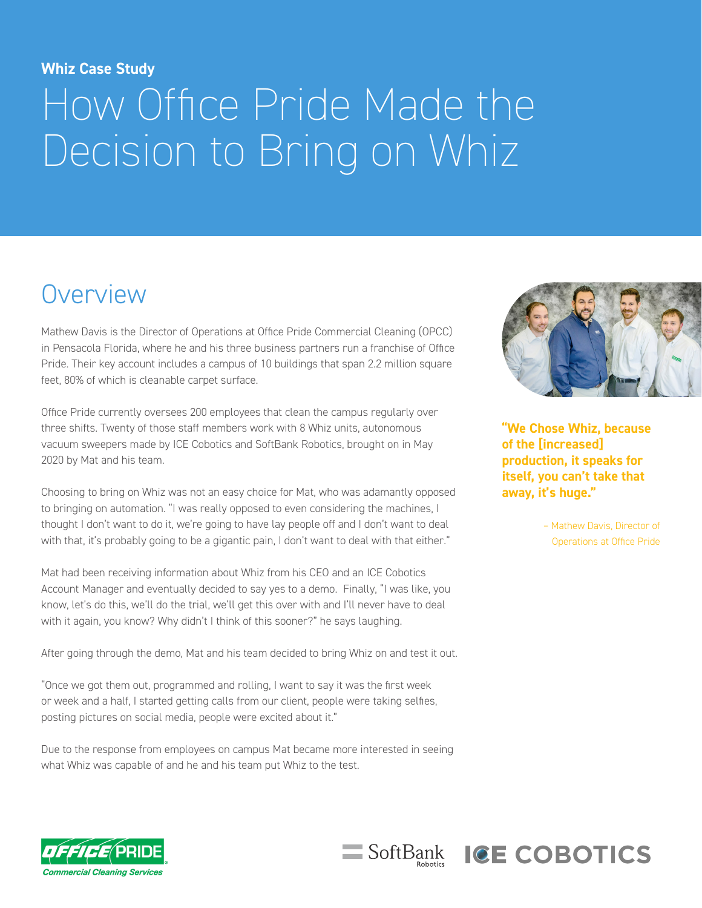**Whiz Case Study**

# How Office Pride Made the Decision to Bring on Whiz

## Overview

Mathew Davis is the Director of Operations at Office Pride Commercial Cleaning (OPCC) in Pensacola Florida, where he and his three business partners run a franchise of Office Pride. Their key account includes a campus of 10 buildings that span 2.2 million square feet, 80% of which is cleanable carpet surface.

Office Pride currently oversees 200 employees that clean the campus regularly over three shifts. Twenty of those staff members work with 8 Whiz units, autonomous vacuum sweepers made by ICE Cobotics and SoftBank Robotics, brought on in May 2020 by Mat and his team.

Choosing to bring on Whiz was not an easy choice for Mat, who was adamantly opposed to bringing on automation. "I was really opposed to even considering the machines, I thought I don't want to do it, we're going to have lay people off and I don't want to deal with that, it's probably going to be a gigantic pain, I don't want to deal with that either."

Mat had been receiving information about Whiz from his CEO and an ICE Cobotics Account Manager and eventually decided to say yes to a demo. Finally, "I was like, you know, let's do this, we'll do the trial, we'll get this over with and I'll never have to deal with it again, you know? Why didn't I think of this sooner?" he says laughing.

After going through the demo, Mat and his team decided to bring Whiz on and test it out.

"Once we got them out, programmed and rolling, I want to say it was the first week or week and a half, I started getting calls from our client, people were taking selfies, posting pictures on social media, people were excited about it."

Due to the response from employees on campus Mat became more interested in seeing what Whiz was capable of and he and his team put Whiz to the test.

**"We Chose Whiz, because of the [increased] production, it speaks for itself, you can't take that away, it's huge."**

– Mathew Davis, Director of Operations at Office Pride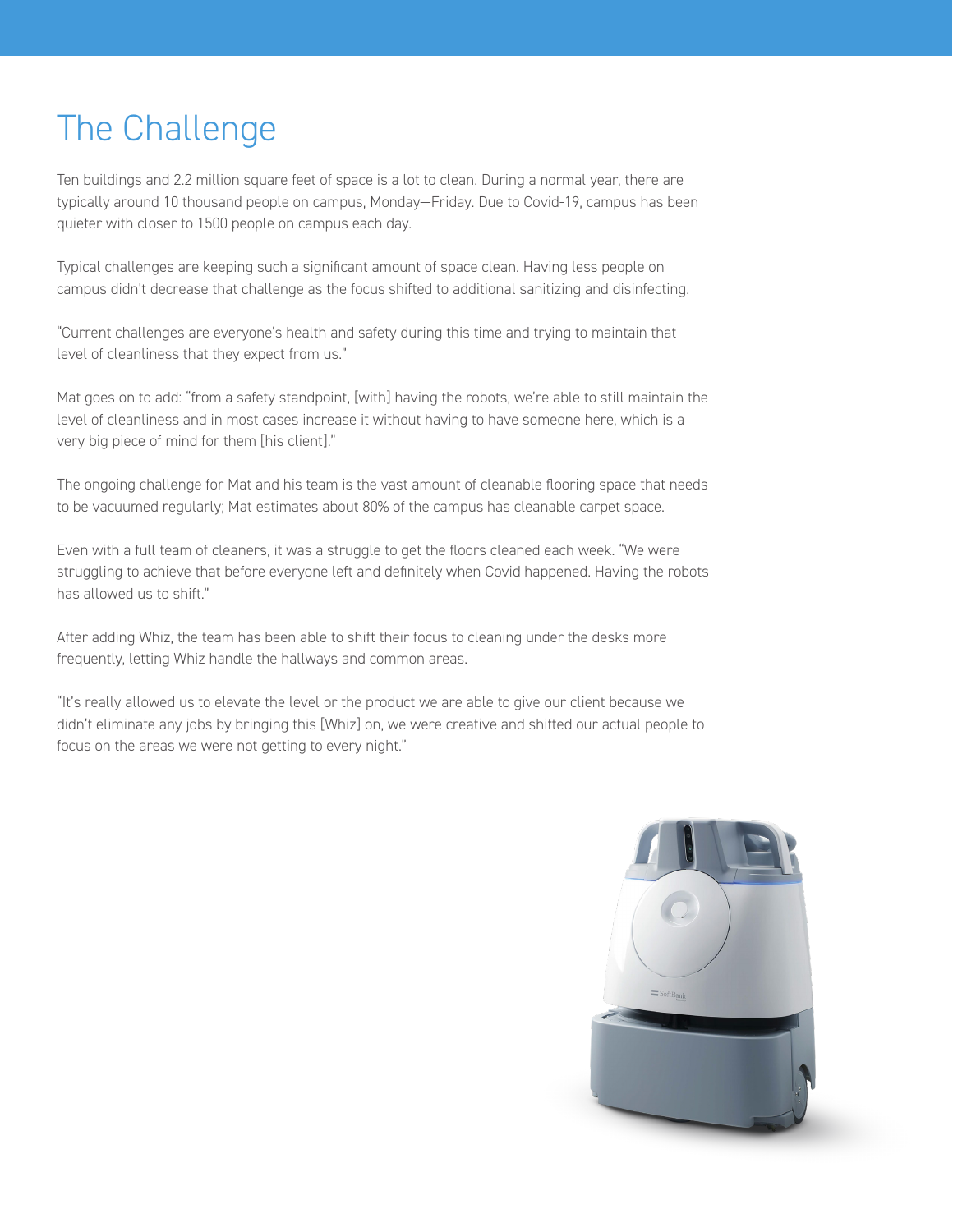# The Challenge

Ten buildings and 2.2 million square feet of space is a lot to clean. During a normal year, there are typically around 10 thousand people on campus, Monday—Friday. Due to Covid-19, campus has been quieter with closer to 1500 people on campus each day.

Typical challenges are keeping such a significant amount of space clean. Having less people on campus didn't decrease that challenge as the focus shifted to additional sanitizing and disinfecting.

"Current challenges are everyone's health and safety during this time and trying to maintain that level of cleanliness that they expect from us."

Mat goes on to add: "from a safety standpoint, [with] having the robots, we're able to still maintain the level of cleanliness and in most cases increase it without having to have someone here, which is a very big piece of mind for them [his client]."

The ongoing challenge for Mat and his team is the vast amount of cleanable flooring space that needs to be vacuumed regularly; Mat estimates about 80% of the campus has cleanable carpet space.

Even with a full team of cleaners, it was a struggle to get the floors cleaned each week. "We were struggling to achieve that before everyone left and definitely when Covid happened. Having the robots has allowed us to shift."

After adding Whiz, the team has been able to shift their focus to cleaning under the desks more frequently, letting Whiz handle the hallways and common areas.

"It's really allowed us to elevate the level or the product we are able to give our client because we didn't eliminate any jobs by bringing this [Whiz] on, we were creative and shifted our actual people to focus on the areas we were not getting to every night."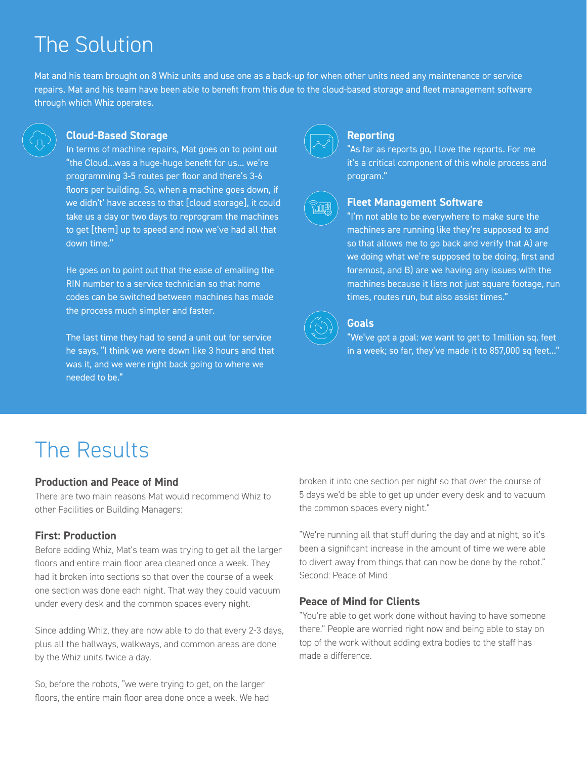# The Solution

Mat and his team brought on 8 Whiz units and use one as a back-up for when other units need any maintenance or service repairs. Mat and his team have been able to benefit from this due to the cloud-based storage and fleet management software through which Whiz operates.

### Cloud-Based Storage

In terms of machine repairs, Mat goes on to point out "the Cloud…was a huge-huge benefit for us… we're programming 3-5 routes per floor and there's 3-6 floors per building. So, when a machine goes down, if we didn't' have access to that [cloud storage], it could take us a day or two days to reprogram the machines to get [them] up to speed and now we've had all that down time."

He goes on to point out that the ease of emailing the RIN number to a service technician so that home codes can be switched between machines has made the process much simpler and faster.

The last time they had to send a unit out for service he says, "I think we were down like 3 hours and that was it, and we were right back going to where we needed to be."

### Reporting

"As far as reports go, I love the reports. For me it's a critical component of this whole process and program."

### Fleet Management Software

"I'm not able to be everywhere to make sure the machines are running like they're supposed to and so that allows me to go back and verify that A) are we doing what we're supposed to be doing, first and foremost, and B) are we having any issues with the machines because it lists not just square footage, run times, routes run, but also assist times."

### Goals

"We've got a goal: we want to get to 1million sq. feet in a week; so far, they've made it to 857,000 sq feet…"

# The Results

### Production and Peace of Mind

There are two main reasons Mat would recommend Whiz to other Facilities or Building Managers:

### First: Production

Before adding Whiz, Mat's team was trying to get all the larger floors and entire main floor area cleaned once a week. They had it broken into sections so that over the course of a week one section was done each night. That way they could vacuum under every desk and the common spaces every night.

Since adding Whiz, they are now able to do that every 2-3 days, plus all the hallways, walkways, and common areas are done by the Whiz units twice a day.

So, before the robots, "we were trying to get, on the larger floors, the entire main floor area done once a week. We had broken it into one section per night so that over the course of 5 days we'd be able to get up under every desk and to vacuum the common spaces every night."

"We're running all that stuff during the day and at night, so it's been a significant increase in the amount of time we were able to divert away from things that can now be done by the robot."

Second: Peace of Mind

### Peace of Mind for Clients

"You're able to get work done without having to have someone there." People are worried right now and being able to stay on top of the work without adding extra bodies to the staff has made a difference.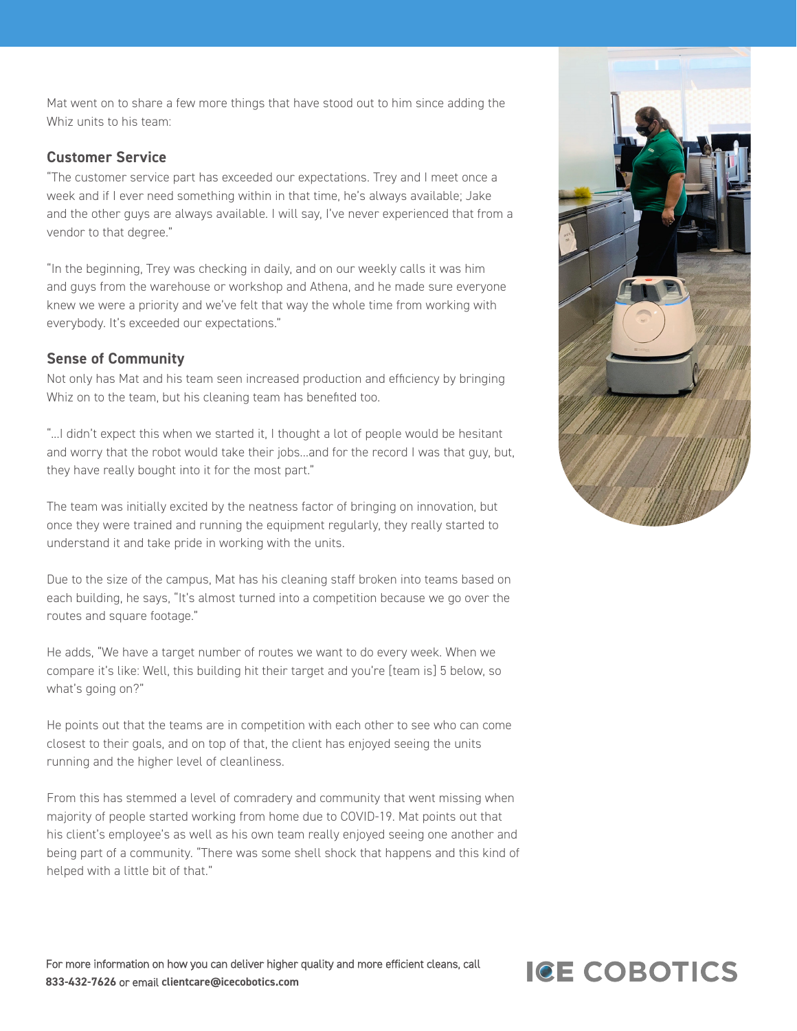Mat went on to share a few more things that have stood out to him since adding the Whiz units to his team:

## Customer Service

"The customer service part has exceeded our expectations. Trey and I meet once a week and if I ever need something within in that time, he's always available; Jake and the other guys are always available. I will say, I've never experienced that from a vendor to that degree."

"In the beginning, Trey was checking in daily, and on our weekly calls it was him and guys from the warehouse or workshop and Athena, and he made sure everyone knew we were a priority and we've felt that way the whole time from working with everybody. It's exceeded our expectations."

## Sense of Community

Not only has Mat and his team seen increased production and efficiency by bringing Whiz on to the team, but his cleaning team has benefited too.

"...I didn't expect this when we started it, I thought a lot of people would be hesitant and worry that the robot would take their jobs...and for the record I was that guy, but, they have really bought into it for the most part."

The team was initially excited by the neatness factor of bringing on innovation, but once they were trained and running the equipment regularly, they really started to understand it and take pride in working with the units.

Due to the size of the campus, Mat has his cleaning staff broken into teams based on each building, he says, "It's almost turned into a competition because we go over the routes and square footage."

He adds, "We have a target number of routes we want to do every week. When we compare it's like: Well, this building hit their target and you're [team is] 5 below, so what's going on?"

He points out that the teams are in competition with each other to see who can come closest to their goals, and on top of that, the client has enjoyed seeing the units running and the higher level of cleanliness.

From this has stemmed a level of comradery and community that went missing when majority of people started working from home due to COVID-19. Mat points out that his client's employee's as well as his own team really enjoyed seeing one another and being part of a community. "There was some shell shock that happens and this kind of helped with a little bit of that."

For more information on how you can deliver higher quality and more efficient cleans, call **833-432-7626** or email **clientcare@icecobotics.com**

ICE COBOTICS